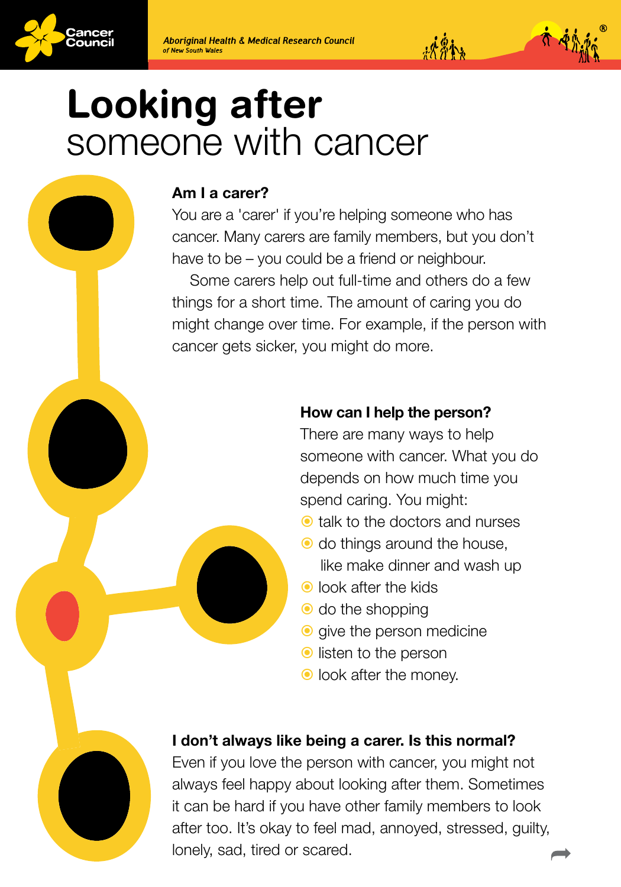# Looking after someone with cancer

## Am I a carer?

You are a 'carer' if you're helping someone who has cancer. Many carers are family members, but you don't have to be – you could be a friend or neighbour.

Some carers help out full-time and others do a few things for a short time. The amount of caring you do might change over time. For example, if the person with cancer gets sicker, you might do more.

## How can I help the person?

There are many ways to help someone with cancer. What you do depends on how much time you spend caring. You might:

- talk to the doctors and nurses
- do things around the house, like make dinner and wash up
- look after the kids
- do the shopping
- give the person medicine
- listen to the person
- look after the money.

## I don't always like being a carer. Is this normal?

Even if you love the person with cancer, you might not always feel happy about looking after them. Sometimes it can be hard if you have other family members to look after too. It's okay to feel mad, annoyed, stressed, guilty, lonely, sad, tired or scared.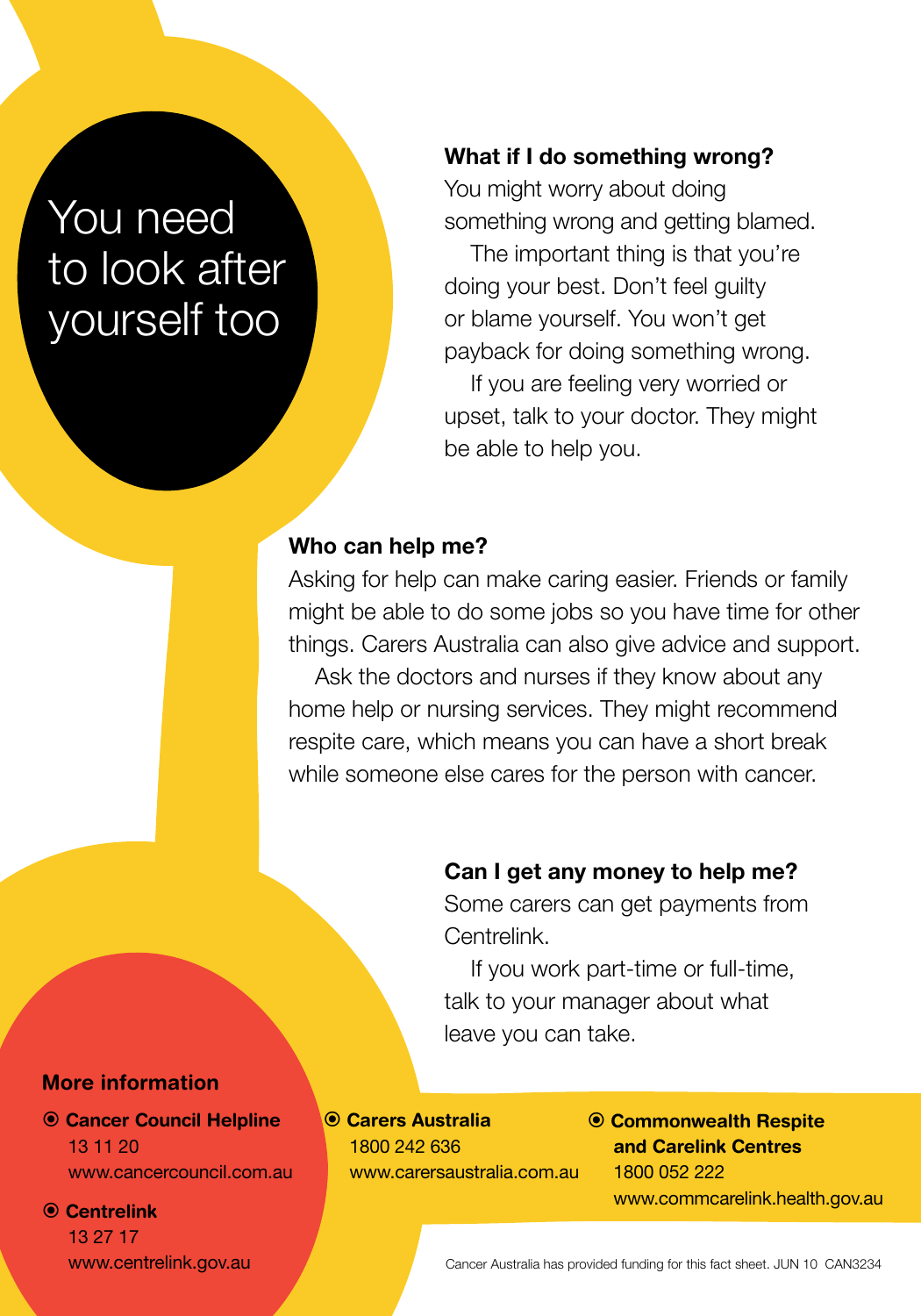# You need to look after yourself too

### What if I do something wrong?

You might worry about doing something wrong and getting blamed.

The important thing is that you're doing your best. Don't feel guilty or blame yourself. You won't get payback for doing something wrong.

If you are feeling very worried or upset, talk to your doctor. They might be able to help you.

### Who can help me?

Asking for help can make caring easier. Friends or family might be able to do some jobs so you have time for other things. Carers Australia can also give advice and support.

Ask the doctors and nurses if they know about any home help or nursing services. They might recommend respite care, which means you can have a short break while someone else cares for the person with cancer.

### Can I get any money to help me?

Some carers can get payments from Centrelink.

If you work part-time or full-time, talk to your manager about what leave you can take.

### More information

- **Cancer Council Helpline**
  13 11 20
  www.cancercouncil.com.au
- **Centrelink**
  13 27 17
  www.centrelink.gov.au
- **Carers Australia**
  1800 242 636
  www.carersaustralia.com.au
- **Commonwealth Respite and Carelink Centres**
  1800 052 222
  www.commcarelink.health.gov.au

Cancer Australia has provided funding for this fact sheet. JUN 10 CAN3234